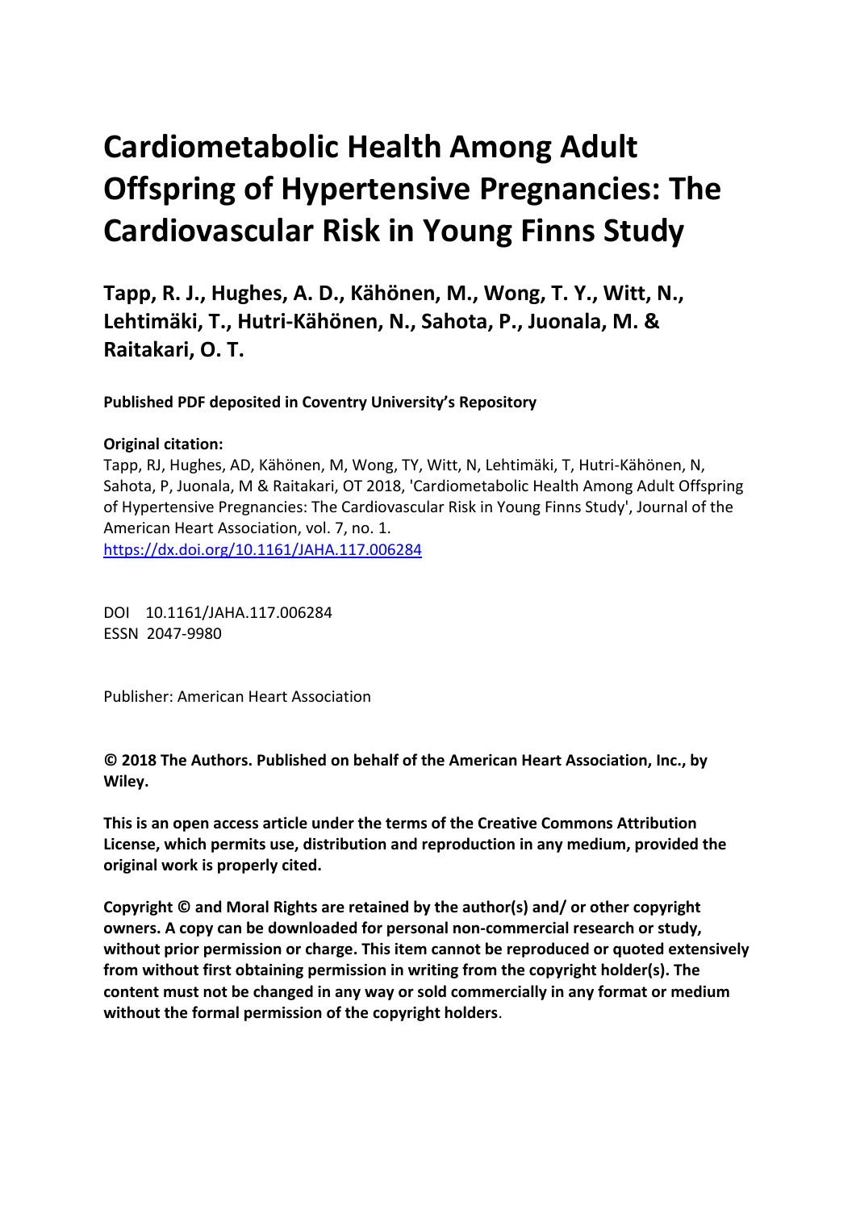# Cardiometabolic Health Among Adult Offspring of Hypertensive Pregnancies: The Cardiovascular Risk in Young Finns Study

**Tapp, R. J., Hughes, A. D., Kähönen, M., Wong, T. Y., Witt, N., Lehtimäki, T., Hutri-Kähönen, N., Sahota, P., Juonala, M. & Raitakari, O. T.**

**Published PDF deposited in Coventry University's Repository**

**Original citation:**
Tapp, RJ, Hughes, AD, Kähönen, M, Wong, TY, Witt, N, Lehtimäki, T, Hutri-Kähönen, N, Sahota, P, Juonala, M & Raitakari, OT 2018, 'Cardiometabolic Health Among Adult Offspring of Hypertensive Pregnancies: The Cardiovascular Risk in Young Finns Study', Journal of the American Heart Association, vol. 7, no. 1.
https://dx.doi.org/10.1161/JAHA.117.006284

DOI 10.1161/JAHA.117.006284
ESSN 2047-9980

Publisher: American Heart Association

**© 2018 The Authors. Published on behalf of the American Heart Association, Inc., by Wiley.**

**This is an open access article under the terms of the Creative Commons Attribution License, which permits use, distribution and reproduction in any medium, provided the original work is properly cited.**

**Copyright © and Moral Rights are retained by the author(s) and/ or other copyright owners. A copy can be downloaded for personal non-commercial research or study, without prior permission or charge. This item cannot be reproduced or quoted extensively from without first obtaining permission in writing from the copyright holder(s). The content must not be changed in any way or sold commercially in any format or medium without the formal permission of the copyright holders**.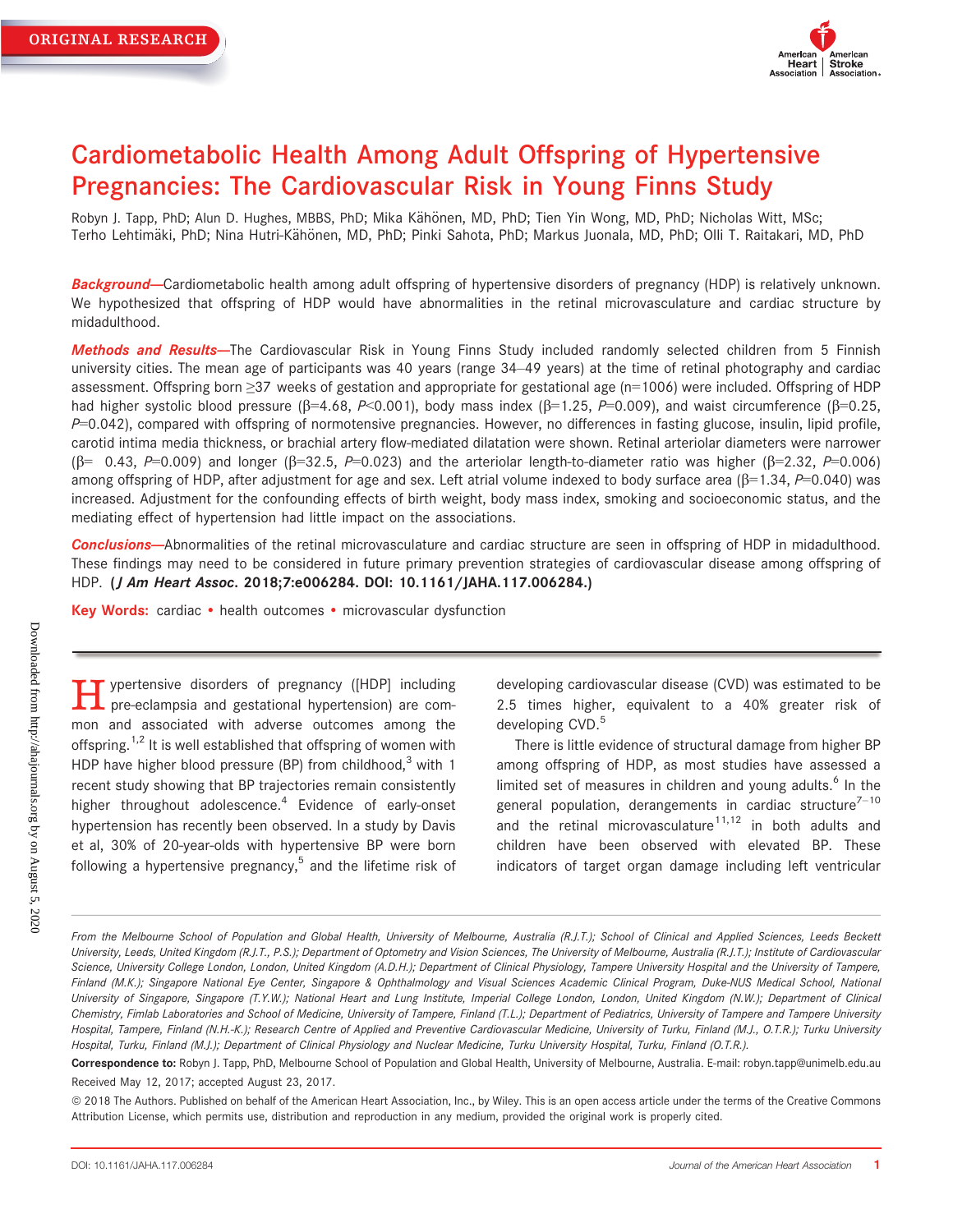# Cardiometabolic Health Among Adult Offspring of Hypertensive Pregnancies: The Cardiovascular Risk in Young Finns Study

Robyn J. Tapp, PhD; Alun D. Hughes, MBBS, PhD; Mika Kähönen, MD, PhD; Tien Yin Wong, MD, PhD; Nicholas Witt, MSc; Terho Lehtimäki, PhD; Nina Hutri-Kähönen, MD, PhD; Pinki Sahota, PhD; Markus Juonala, MD, PhD; Olli T. Raitakari, MD, PhD

***Background***—Cardiometabolic health among adult offspring of hypertensive disorders of pregnancy (HDP) is relatively unknown. We hypothesized that offspring of HDP would have abnormalities in the retinal microvasculature and cardiac structure by midadulthood.

***Methods and Results***—The Cardiovascular Risk in Young Finns Study included randomly selected children from 5 Finnish university cities. The mean age of participants was 40 years (range 34–49 years) at the time of retinal photography and cardiac assessment. Offspring born ≥37 weeks of gestation and appropriate for gestational age (n=1006) were included. Offspring of HDP had higher systolic blood pressure (β=4.68, $P<0.001$), body mass index (β=1.25, $P=0.009$), and waist circumference (β=0.25, $P=0.042$), compared with offspring of normotensive pregnancies. However, no differences in fasting glucose, insulin, lipid profile, carotid intima media thickness, or brachial artery flow-mediated dilatation were shown. Retinal arteriolar diameters were narrower (β= 0.43, $P=0.009$) and longer (β=32.5, $P=0.023$) and the arteriolar length-to-diameter ratio was higher (β=2.32, $P=0.006$) among offspring of HDP, after adjustment for age and sex. Left atrial volume indexed to body surface area (β=1.34, $P=0.040$) was increased. Adjustment for the confounding effects of birth weight, body mass index, smoking and socioeconomic status, and the mediating effect of hypertension had little impact on the associations.

***Conclusions***—Abnormalities of the retinal microvasculature and cardiac structure are seen in offspring of HDP in midadulthood. These findings may need to be considered in future primary prevention strategies of cardiovascular disease among offspring of HDP. **(*J Am Heart Assoc*. 2018;7:e006284. DOI: 10.1161/JAHA.117.006284.)**

**Key Words:** cardiac • health outcomes • microvascular dysfunction

Hypertensive disorders of pregnancy ([HDP] including pre-eclampsia and gestational hypertension) are common and associated with adverse outcomes among the offspring.[1,2] It is well established that offspring of women with HDP have higher blood pressure (BP) from childhood,[3] with 1 recent study showing that BP trajectories remain consistently higher throughout adolescence.[4] Evidence of early-onset hypertension has recently been observed. In a study by Davis et al, 30% of 20-year-olds with hypertensive BP were born following a hypertensive pregnancy,[5] and the lifetime risk of developing cardiovascular disease (CVD) was estimated to be 2.5 times higher, equivalent to a 40% greater risk of developing CVD.[5]

There is little evidence of structural damage from higher BP among offspring of HDP, as most studies have assessed a limited set of measures in children and young adults.[6] In the general population, derangements in cardiac structure[7–10] and the retinal microvasculature[11,12] in both adults and children have been observed with elevated BP. These indicators of target organ damage including left ventricular

*From the Melbourne School of Population and Global Health, University of Melbourne, Australia (R.J.T.); School of Clinical and Applied Sciences, Leeds Beckett University, Leeds, United Kingdom (R.J.T., P.S.); Department of Optometry and Vision Sciences, The University of Melbourne, Australia (R.J.T.); Institute of Cardiovascular Science, University College London, London, United Kingdom (A.D.H.); Department of Clinical Physiology, Tampere University Hospital and the University of Tampere, Finland (M.K.); Singapore National Eye Center, Singapore & Ophthalmology and Visual Sciences Academic Clinical Program, Duke-NUS Medical School, National University of Singapore, Singapore (T.Y.W.); National Heart and Lung Institute, Imperial College London, London, United Kingdom (N.W.); Department of Clinical Chemistry, Fimlab Laboratories and School of Medicine, University of Tampere, Finland (T.L.); Department of Pediatrics, University of Tampere and Tampere University Hospital, Tampere, Finland (N.H.-K.); Research Centre of Applied and Preventive Cardiovascular Medicine, University of Turku, Finland (M.J., O.T.R.); Turku University Hospital, Turku, Finland (M.J.); Department of Clinical Physiology and Nuclear Medicine, Turku University Hospital, Turku, Finland (O.T.R.).*

**Correspondence to:** Robyn J. Tapp, PhD, Melbourne School of Population and Global Health, University of Melbourne, Australia. E-mail: robyn.tapp@unimelb.edu.au

Received May 12, 2017; accepted August 23, 2017.

© 2018 The Authors. Published on behalf of the American Heart Association, Inc., by Wiley. This is an open access article under the terms of the Creative Commons Attribution License, which permits use, distribution and reproduction in any medium, provided the original work is properly cited.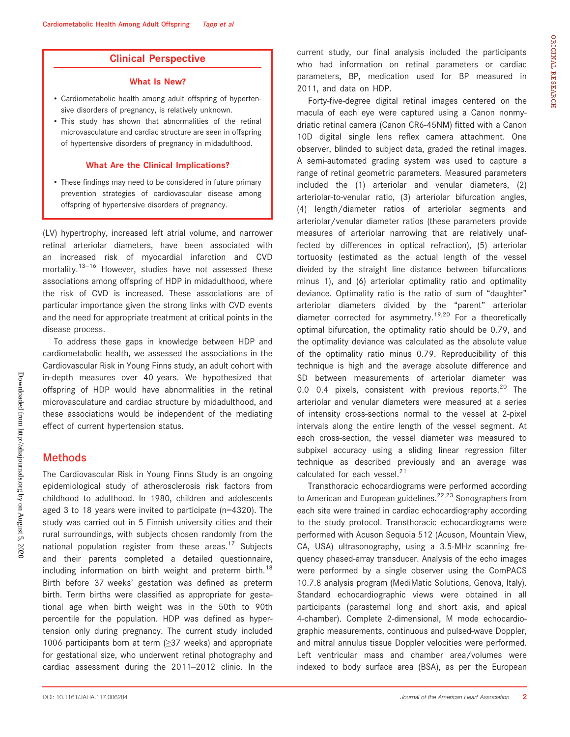## Clinical Perspective

### What Is New?

- Cardiometabolic health among adult offspring of hypertensive disorders of pregnancy, is relatively unknown.
- This study has shown that abnormalities of the retinal microvasculature and cardiac structure are seen in offspring of hypertensive disorders of pregnancy in midadulthood.

### What Are the Clinical Implications?

- These findings may need to be considered in future primary prevention strategies of cardiovascular disease among offspring of hypertensive disorders of pregnancy.

(LV) hypertrophy, increased left atrial volume, and narrower retinal arteriolar diameters, have been associated with an increased risk of myocardial infarction and CVD mortality.[13–16] However, studies have not assessed these associations among offspring of HDP in midadulthood, where the risk of CVD is increased. These associations are of particular importance given the strong links with CVD events and the need for appropriate treatment at critical points in the disease process.

To address these gaps in knowledge between HDP and cardiometabolic health, we assessed the associations in the Cardiovascular Risk in Young Finns study, an adult cohort with in-depth measures over 40 years. We hypothesized that offspring of HDP would have abnormalities in the retinal microvasculature and cardiac structure by midadulthood, and these associations would be independent of the mediating effect of current hypertension status.

## Methods

The Cardiovascular Risk in Young Finns Study is an ongoing epidemiological study of atherosclerosis risk factors from childhood to adulthood. In 1980, children and adolescents aged 3 to 18 years were invited to participate (n=4320). The study was carried out in 5 Finnish university cities and their rural surroundings, with subjects chosen randomly from the national population register from these areas.[17] Subjects and their parents completed a detailed questionnaire, including information on birth weight and preterm birth.[18] Birth before 37 weeks' gestation was defined as preterm birth. Term births were classified as appropriate for gestational age when birth weight was in the 50th to 90th percentile for the population. HDP was defined as hypertension only during pregnancy. The current study included 1006 participants born at term (≥37 weeks) and appropriate for gestational size, who underwent retinal photography and cardiac assessment during the 2011–2012 clinic. In the current study, our final analysis included the participants who had information on retinal parameters or cardiac parameters, BP, medication used for BP measured in 2011, and data on HDP.

Forty-five-degree digital retinal images centered on the macula of each eye were captured using a Canon nonmydriatic retinal camera (Canon CR6-45NM) fitted with a Canon 10D digital single lens reflex camera attachment. One observer, blinded to subject data, graded the retinal images. A semi-automated grading system was used to capture a range of retinal geometric parameters. Measured parameters included the (1) arteriolar and venular diameters, (2) arteriolar-to-venular ratio, (3) arteriolar bifurcation angles, (4) length/diameter ratios of arteriolar segments and arteriolar/venular diameter ratios (these parameters provide measures of arteriolar narrowing that are relatively unaffected by differences in optical refraction), (5) arteriolar tortuosity (estimated as the actual length of the vessel divided by the straight line distance between bifurcations minus 1), and (6) arteriolar optimality ratio and optimality deviance. Optimality ratio is the ratio of sum of "daughter" arteriolar diameters divided by the "parent" arteriolar diameter corrected for asymmetry.[19,20] For a theoretically optimal bifurcation, the optimality ratio should be 0.79, and the optimality deviance was calculated as the absolute value of the optimality ratio minus 0.79. Reproducibility of this technique is high and the average absolute difference and SD between measurements of arteriolar diameter was 0.0 0.4 pixels, consistent with previous reports.[20] The arteriolar and venular diameters were measured at a series of intensity cross-sections normal to the vessel at 2-pixel intervals along the entire length of the vessel segment. At each cross-section, the vessel diameter was measured to subpixel accuracy using a sliding linear regression filter technique as described previously and an average was calculated for each vessel.[21]

Transthoracic echocardiograms were performed according to American and European guidelines.[22,23] Sonographers from each site were trained in cardiac echocardiography according to the study protocol. Transthoracic echocardiograms were performed with Acuson Sequoia 512 (Acuson, Mountain View, CA, USA) ultrasonography, using a 3.5-MHz scanning frequency phased-array transducer. Analysis of the echo images were performed by a single observer using the ComPACS 10.7.8 analysis program (MediMatic Solutions, Genova, Italy). Standard echocardiographic views were obtained in all participants (parasternal long and short axis, and apical 4-chamber). Complete 2-dimensional, M mode echocardiographic measurements, continuous and pulsed-wave Doppler, and mitral annulus tissue Doppler velocities were performed. Left ventricular mass and chamber area/volumes were indexed to body surface area (BSA), as per the European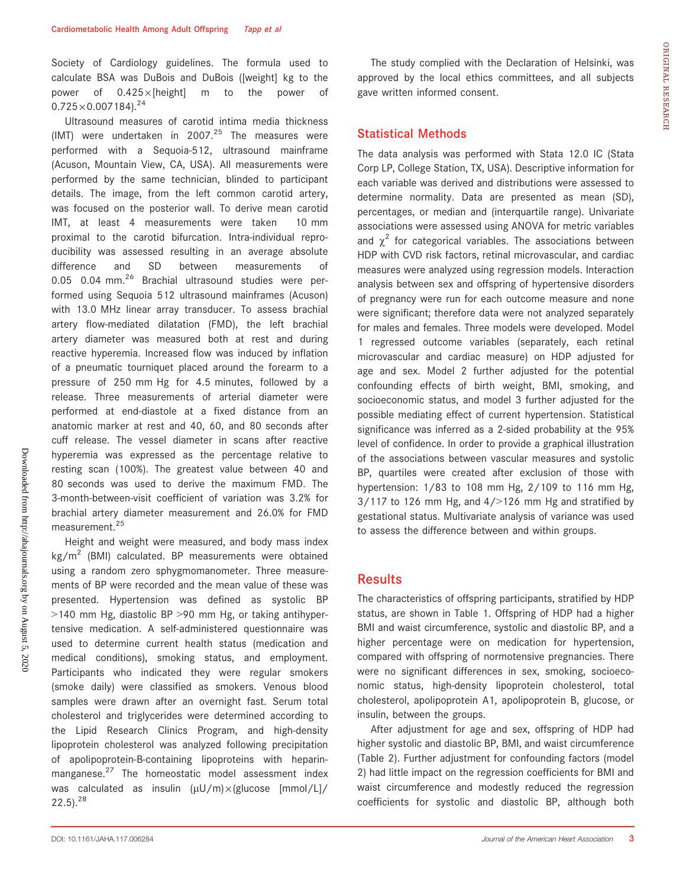Society of Cardiology guidelines. The formula used to calculate BSA was DuBois and DuBois ([weight] kg to the power of 0.425×[height] m to the power of 0.725×0.007184).[24]

Ultrasound measures of carotid intima media thickness (IMT) were undertaken in 2007.[25] The measures were performed with a Sequoia-512, ultrasound mainframe (Acuson, Mountain View, CA, USA). All measurements were performed by the same technician, blinded to participant details. The image, from the left common carotid artery, was focused on the posterior wall. To derive mean carotid IMT, at least 4 measurements were taken 10 mm proximal to the carotid bifurcation. Intra-individual reproducibility was assessed resulting in an average absolute difference and SD between measurements of 0.05 0.04 mm.[26] Brachial ultrasound studies were performed using Sequoia 512 ultrasound mainframes (Acuson) with 13.0 MHz linear array transducer. To assess brachial artery flow-mediated dilatation (FMD), the left brachial artery diameter was measured both at rest and during reactive hyperemia. Increased flow was induced by inflation of a pneumatic tourniquet placed around the forearm to a pressure of 250 mm Hg for 4.5 minutes, followed by a release. Three measurements of arterial diameter were performed at end-diastole at a fixed distance from an anatomic marker at rest and 40, 60, and 80 seconds after cuff release. The vessel diameter in scans after reactive hyperemia was expressed as the percentage relative to resting scan (100%). The greatest value between 40 and 80 seconds was used to derive the maximum FMD. The 3-month-between-visit coefficient of variation was 3.2% for brachial artery diameter measurement and 26.0% for FMD measurement.[25]

Height and weight were measured, and body mass index kg/m$^2$ (BMI) calculated. BP measurements were obtained using a random zero sphygmomanometer. Three measurements of BP were recorded and the mean value of these was presented. Hypertension was defined as systolic BP >140 mm Hg, diastolic BP >90 mm Hg, or taking antihypertensive medication. A self-administered questionnaire was used to determine current health status (medication and medical conditions), smoking status, and employment. Participants who indicated they were regular smokers (smoke daily) were classified as smokers. Venous blood samples were drawn after an overnight fast. Serum total cholesterol and triglycerides were determined according to the Lipid Research Clinics Program, and high-density lipoprotein cholesterol was analyzed following precipitation of apolipoprotein-B-containing lipoproteins with heparin-manganese.[27] The homeostatic model assessment index was calculated as insulin (μU/m)×(glucose [mmol/L]/22.5).[28]

The study complied with the Declaration of Helsinki, was approved by the local ethics committees, and all subjects gave written informed consent.

## Statistical Methods

The data analysis was performed with Stata 12.0 IC (Stata Corp LP, College Station, TX, USA). Descriptive information for each variable was derived and distributions were assessed to determine normality. Data are presented as mean (SD), percentages, or median and (interquartile range). Univariate associations were assessed using ANOVA for metric variables and $\chi^2$ for categorical variables. The associations between HDP with CVD risk factors, retinal microvascular, and cardiac measures were analyzed using regression models. Interaction analysis between sex and offspring of hypertensive disorders of pregnancy were run for each outcome measure and none were significant; therefore data were not analyzed separately for males and females. Three models were developed. Model 1 regressed outcome variables (separately, each retinal microvascular and cardiac measure) on HDP adjusted for age and sex. Model 2 further adjusted for the potential confounding effects of birth weight, BMI, smoking, and socioeconomic status, and model 3 further adjusted for the possible mediating effect of current hypertension. Statistical significance was inferred as a 2-sided probability at the 95% level of confidence. In order to provide a graphical illustration of the associations between vascular measures and systolic BP, quartiles were created after exclusion of those with hypertension: 1/83 to 108 mm Hg, 2/109 to 116 mm Hg, 3/117 to 126 mm Hg, and 4/>126 mm Hg and stratified by gestational status. Multivariate analysis of variance was used to assess the difference between and within groups.

## Results

The characteristics of offspring participants, stratified by HDP status, are shown in Table 1. Offspring of HDP had a higher BMI and waist circumference, systolic and diastolic BP, and a higher percentage were on medication for hypertension, compared with offspring of normotensive pregnancies. There were no significant differences in sex, smoking, socioeconomic status, high-density lipoprotein cholesterol, total cholesterol, apolipoprotein A1, apolipoprotein B, glucose, or insulin, between the groups.

After adjustment for age and sex, offspring of HDP had higher systolic and diastolic BP, BMI, and waist circumference (Table 2). Further adjustment for confounding factors (model 2) had little impact on the regression coefficients for BMI and waist circumference and modestly reduced the regression coefficients for systolic and diastolic BP, although both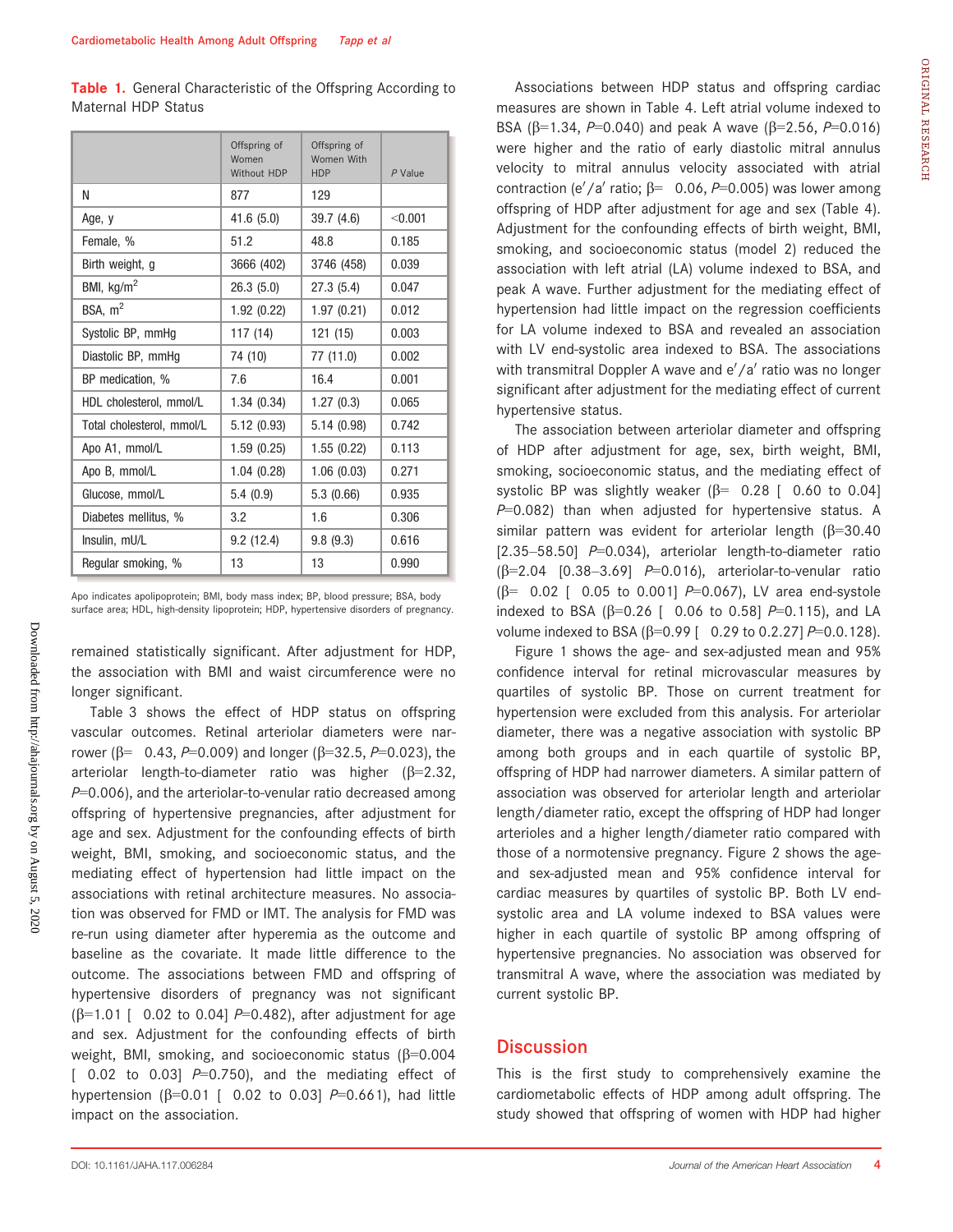**Table 1.** General Characteristic of the Offspring According to Maternal HDP Status

| | Offspring of Women Without HDP | Offspring of Women With HDP | P Value |
|---|---|---|---|
| N | 877 | 129 | |
| Age, y | 41.6 (5.0) | 39.7 (4.6) | <0.001 |
| Female, % | 51.2 | 48.8 | 0.185 |
| Birth weight, g | 3666 (402) | 3746 (458) | 0.039 |
| BMI, kg/m$^2$ | 26.3 (5.0) | 27.3 (5.4) | 0.047 |
| BSA, m$^2$ | 1.92 (0.22) | 1.97 (0.21) | 0.012 |
| Systolic BP, mmHg | 117 (14) | 121 (15) | 0.003 |
| Diastolic BP, mmHg | 74 (10) | 77 (11.0) | 0.002 |
| BP medication, % | 7.6 | 16.4 | 0.001 |
| HDL cholesterol, mmol/L | 1.34 (0.34) | 1.27 (0.3) | 0.065 |
| Total cholesterol, mmol/L | 5.12 (0.93) | 5.14 (0.98) | 0.742 |
| Apo A1, mmol/L | 1.59 (0.25) | 1.55 (0.22) | 0.113 |
| Apo B, mmol/L | 1.04 (0.28) | 1.06 (0.03) | 0.271 |
| Glucose, mmol/L | 5.4 (0.9) | 5.3 (0.66) | 0.935 |
| Diabetes mellitus, % | 3.2 | 1.6 | 0.306 |
| Insulin, mU/L | 9.2 (12.4) | 9.8 (9.3) | 0.616 |
| Regular smoking, % | 13 | 13 | 0.990 |

Apo indicates apolipoprotein; BMI, body mass index; BP, blood pressure; BSA, body surface area; HDL, high-density lipoprotein; HDP, hypertensive disorders of pregnancy.

remained statistically significant. After adjustment for HDP, the association with BMI and waist circumference were no longer significant.

Table 3 shows the effect of HDP status on offspring vascular outcomes. Retinal arteriolar diameters were narrower (β= 0.43, $P$=0.009) and longer (β=32.5, $P$=0.023), the arteriolar length-to-diameter ratio was higher (β=2.32, $P$=0.006), and the arteriolar-to-venular ratio decreased among offspring of hypertensive pregnancies, after adjustment for age and sex. Adjustment for the confounding effects of birth weight, BMI, smoking, and socioeconomic status, and the mediating effect of hypertension had little impact on the associations with retinal architecture measures. No association was observed for FMD or IMT. The analysis for FMD was re-run using diameter after hyperemia as the outcome and baseline as the covariate. It made little difference to the outcome. The associations between FMD and offspring of hypertensive disorders of pregnancy was not significant (β=1.01 [ 0.02 to 0.04] $P$=0.482), after adjustment for age and sex. Adjustment for the confounding effects of birth weight, BMI, smoking, and socioeconomic status (β=0.004 [ 0.02 to 0.03] $P$=0.750), and the mediating effect of hypertension (β=0.01 [ 0.02 to 0.03] $P$=0.661), had little impact on the association.

Associations between HDP status and offspring cardiac measures are shown in Table 4. Left atrial volume indexed to BSA (β=1.34, $P$=0.040) and peak A wave (β=2.56, $P$=0.016) were higher and the ratio of early diastolic mitral annulus velocity to mitral annulus velocity associated with atrial contraction (e′/a′ ratio; β= 0.06, $P$=0.005) was lower among offspring of HDP after adjustment for age and sex (Table 4). Adjustment for the confounding effects of birth weight, BMI, smoking, and socioeconomic status (model 2) reduced the association with left atrial (LA) volume indexed to BSA, and peak A wave. Further adjustment for the mediating effect of hypertension had little impact on the regression coefficients for LA volume indexed to BSA and revealed an association with LV end-systolic area indexed to BSA. The associations with transmitral Doppler A wave and e′/a′ ratio was no longer significant after adjustment for the mediating effect of current hypertensive status.

The association between arteriolar diameter and offspring of HDP after adjustment for age, sex, birth weight, BMI, smoking, socioeconomic status, and the mediating effect of systolic BP was slightly weaker (β= 0.28 [ 0.60 to 0.04] $P$=0.082) than when adjusted for hypertensive status. A similar pattern was evident for arteriolar length (β=30.40 [2.35–58.50] $P$=0.034), arteriolar length-to-diameter ratio (β=2.04 [0.38–3.69] $P$=0.016), arteriolar-to-venular ratio (β= 0.02 [ 0.05 to 0.001] $P$=0.067), LV area end-systole indexed to BSA (β=0.26 [ 0.06 to 0.58] $P$=0.115), and LA volume indexed to BSA (β=0.99 [ 0.29 to 0.2.27] $P$=0.0.128).

Figure 1 shows the age- and sex-adjusted mean and 95% confidence interval for retinal microvascular measures by quartiles of systolic BP. Those on current treatment for hypertension were excluded from this analysis. For arteriolar diameter, there was a negative association with systolic BP among both groups and in each quartile of systolic BP, offspring of HDP had narrower diameters. A similar pattern of association was observed for arteriolar length and arteriolar length/diameter ratio, except the offspring of HDP had longer arterioles and a higher length/diameter ratio compared with those of a normotensive pregnancy. Figure 2 shows the age- and sex-adjusted mean and 95% confidence interval for cardiac measures by quartiles of systolic BP. Both LV end-systolic area and LA volume indexed to BSA values were higher in each quartile of systolic BP among offspring of hypertensive pregnancies. No association was observed for transmitral A wave, where the association was mediated by current systolic BP.

## Discussion

This is the first study to comprehensively examine the cardiometabolic effects of HDP among adult offspring. The study showed that offspring of women with HDP had higher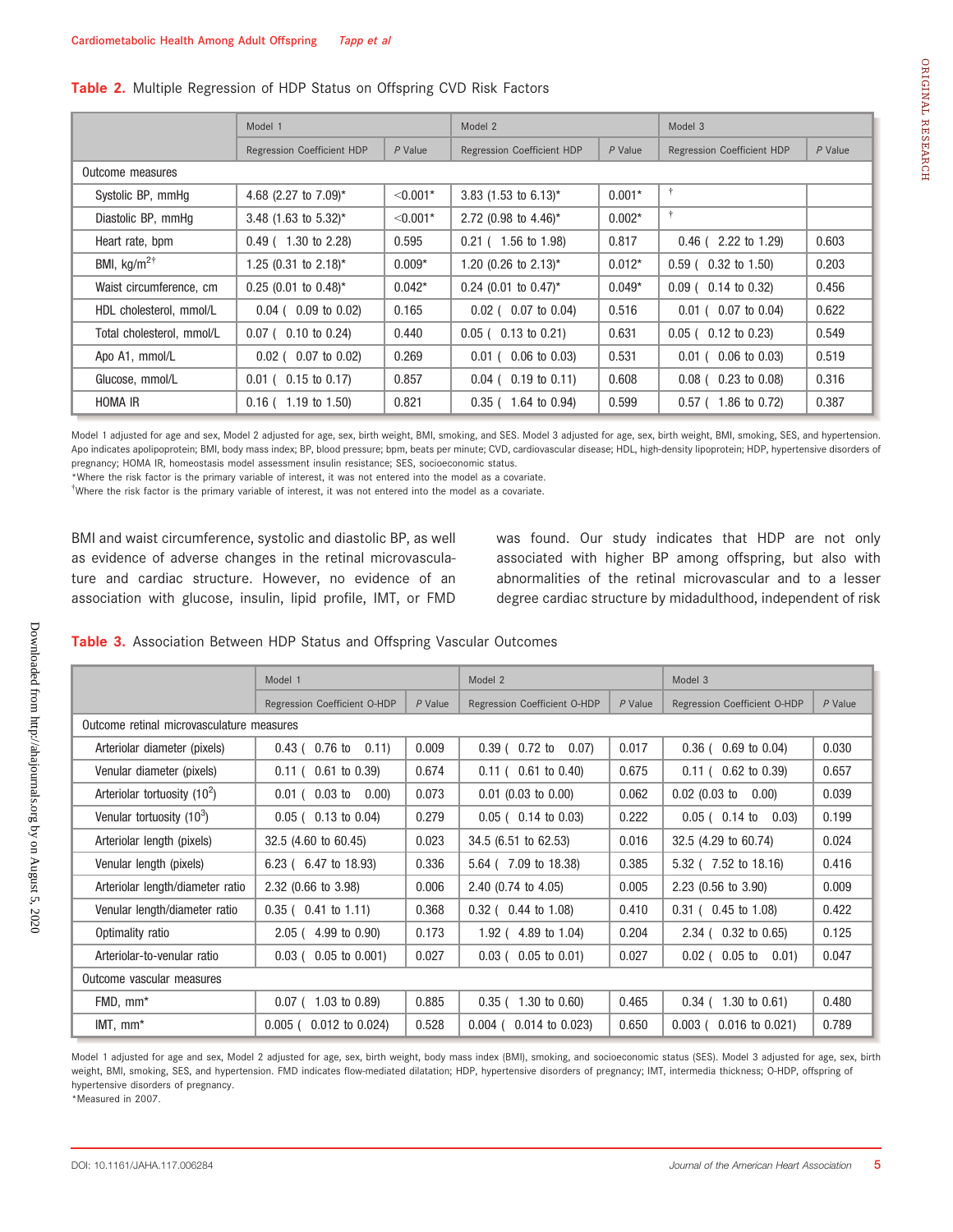**Table 2.** Multiple Regression of HDP Status on Offspring CVD Risk Factors

| | Model 1 | | Model 2 | | Model 3 | |
|---|---|---|---|---|---|---|
| | Regression Coefficient HDP | *P* Value | Regression Coefficient HDP | *P* Value | Regression Coefficient HDP | *P* Value |
| Outcome measures | | | | | | |
| Systolic BP, mmHg | 4.68 (2.27 to 7.09)* | <0.001* | 3.83 (1.53 to 6.13)* | 0.001* | † | |
| Diastolic BP, mmHg | 3.48 (1.63 to 5.32)* | <0.001* | 2.72 (0.98 to 4.46)* | 0.002* | † | |
| Heart rate, bpm | 0.49 ( 1.30 to 2.28) | 0.595 | 0.21 ( 1.56 to 1.98) | 0.817 | 0.46 ( 2.22 to 1.29) | 0.603 |
| BMI, kg/m²† | 1.25 (0.31 to 2.18)* | 0.009* | 1.20 (0.26 to 2.13)* | 0.012* | 0.59 ( 0.32 to 1.50) | 0.203 |
| Waist circumference, cm | 0.25 (0.01 to 0.48)* | 0.042* | 0.24 (0.01 to 0.47)* | 0.049* | 0.09 ( 0.14 to 0.32) | 0.456 |
| HDL cholesterol, mmol/L | 0.04 ( 0.09 to 0.02) | 0.165 | 0.02 ( 0.07 to 0.04) | 0.516 | 0.01 ( 0.07 to 0.04) | 0.622 |
| Total cholesterol, mmol/L | 0.07 ( 0.10 to 0.24) | 0.440 | 0.05 ( 0.13 to 0.21) | 0.631 | 0.05 ( 0.12 to 0.23) | 0.549 |
| Apo A1, mmol/L | 0.02 ( 0.07 to 0.02) | 0.269 | 0.01 ( 0.06 to 0.03) | 0.531 | 0.01 ( 0.06 to 0.03) | 0.519 |
| Glucose, mmol/L | 0.01 ( 0.15 to 0.17) | 0.857 | 0.04 ( 0.19 to 0.11) | 0.608 | 0.08 ( 0.23 to 0.08) | 0.316 |
| HOMA IR | 0.16 ( 1.19 to 1.50) | 0.821 | 0.35 ( 1.64 to 0.94) | 0.599 | 0.57 ( 1.86 to 0.72) | 0.387 |

Model 1 adjusted for age and sex, Model 2 adjusted for age, sex, birth weight, BMI, smoking, and SES. Model 3 adjusted for age, sex, birth weight, BMI, smoking, SES, and hypertension. Apo indicates apolipoprotein; BMI, body mass index; BP, blood pressure; bpm, beats per minute; CVD, cardiovascular disease; HDL, high-density lipoprotein; HDP, hypertensive disorders of pregnancy; HOMA IR, homeostasis model assessment insulin resistance; SES, socioeconomic status.
*Where the risk factor is the primary variable of interest, it was not entered into the model as a covariate.
†Where the risk factor is the primary variable of interest, it was not entered into the model as a covariate.

BMI and waist circumference, systolic and diastolic BP, as well as evidence of adverse changes in the retinal microvasculature and cardiac structure. However, no evidence of an association with glucose, insulin, lipid profile, IMT, or FMD was found. Our study indicates that HDP are not only associated with higher BP among offspring, but also with abnormalities of the retinal microvascular and to a lesser degree cardiac structure by midadulthood, independent of risk

**Table 3.** Association Between HDP Status and Offspring Vascular Outcomes

| | Model 1 | | Model 2 | | Model 3 | |
|---|---|---|---|---|---|---|
| | Regression Coefficient O-HDP | *P* Value | Regression Coefficient O-HDP | *P* Value | Regression Coefficient O-HDP | *P* Value |
| Outcome retinal microvasculature measures | | | | | | |
| Arteriolar diameter (pixels) | 0.43 ( 0.76 to 0.11) | 0.009 | 0.39 ( 0.72 to 0.07) | 0.017 | 0.36 ( 0.69 to 0.04) | 0.030 |
| Venular diameter (pixels) | 0.11 ( 0.61 to 0.39) | 0.674 | 0.11 ( 0.61 to 0.40) | 0.675 | 0.11 ( 0.62 to 0.39) | 0.657 |
| Arteriolar tortuosity ($10^2$) | 0.01 ( 0.03 to 0.00) | 0.073 | 0.01 (0.03 to 0.00) | 0.062 | 0.02 (0.03 to 0.00) | 0.039 |
| Venular tortuosity ($10^3$) | 0.05 ( 0.13 to 0.04) | 0.279 | 0.05 ( 0.14 to 0.03) | 0.222 | 0.05 ( 0.14 to 0.03) | 0.199 |
| Arteriolar length (pixels) | 32.5 (4.60 to 60.45) | 0.023 | 34.5 (6.51 to 62.53) | 0.016 | 32.5 (4.29 to 60.74) | 0.024 |
| Venular length (pixels) | 6.23 ( 6.47 to 18.93) | 0.336 | 5.64 ( 7.09 to 18.38) | 0.385 | 5.32 ( 7.52 to 18.16) | 0.416 |
| Arteriolar length/diameter ratio | 2.32 (0.66 to 3.98) | 0.006 | 2.40 (0.74 to 4.05) | 0.005 | 2.23 (0.56 to 3.90) | 0.009 |
| Venular length/diameter ratio | 0.35 ( 0.41 to 1.11) | 0.368 | 0.32 ( 0.44 to 1.08) | 0.410 | 0.31 ( 0.45 to 1.08) | 0.422 |
| Optimality ratio | 2.05 ( 4.99 to 0.90) | 0.173 | 1.92 ( 4.89 to 1.04) | 0.204 | 2.34 ( 0.32 to 0.65) | 0.125 |
| Arteriolar-to-venular ratio | 0.03 ( 0.05 to 0.001) | 0.027 | 0.03 ( 0.05 to 0.01) | 0.027 | 0.02 ( 0.05 to 0.01) | 0.047 |
| Outcome vascular measures | | | | | | |
| FMD, mm* | 0.07 ( 1.03 to 0.89) | 0.885 | 0.35 ( 1.30 to 0.60) | 0.465 | 0.34 ( 1.30 to 0.61) | 0.480 |
| IMT, mm* | 0.005 ( 0.012 to 0.024) | 0.528 | 0.004 ( 0.014 to 0.023) | 0.650 | 0.003 ( 0.016 to 0.021) | 0.789 |

Model 1 adjusted for age and sex, Model 2 adjusted for age, sex, birth weight, body mass index (BMI), smoking, and socioeconomic status (SES). Model 3 adjusted for age, sex, birth weight, BMI, smoking, SES, and hypertension. FMD indicates flow-mediated dilatation; HDP, hypertensive disorders of pregnancy; IMT, intermedia thickness; O-HDP, offspring of hypertensive disorders of pregnancy.
*Measured in 2007.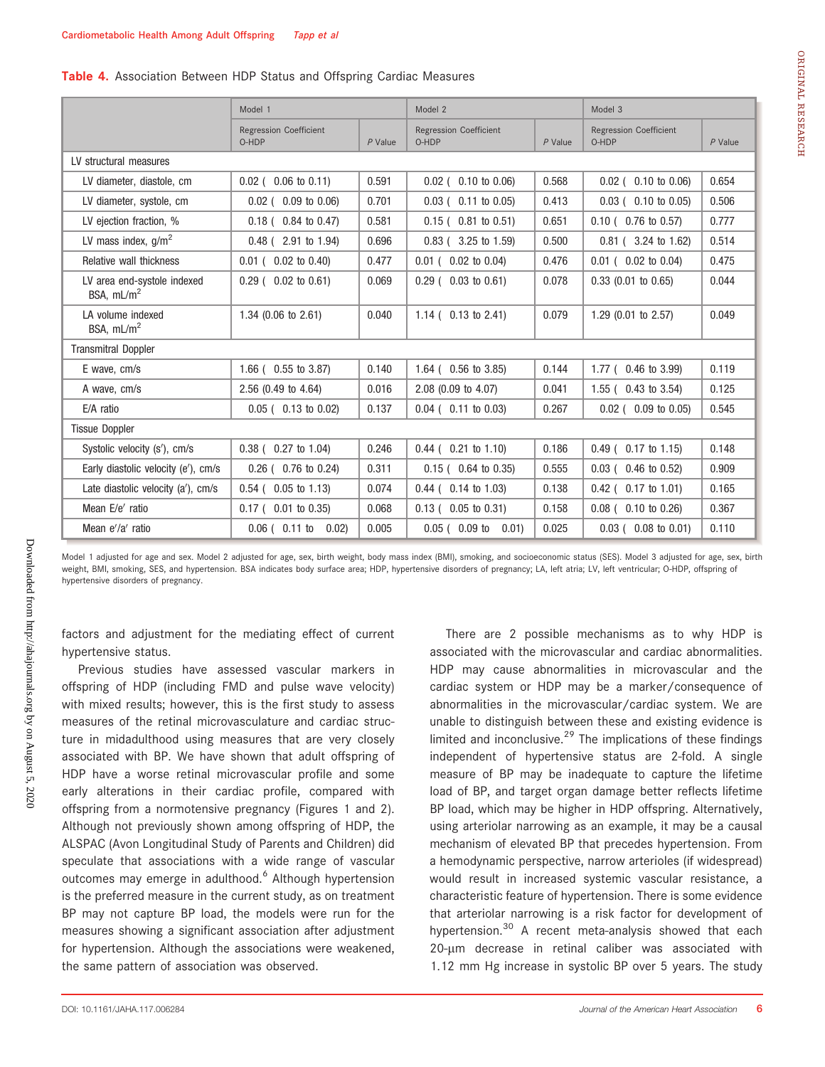**Table 4.** Association Between HDP Status and Offspring Cardiac Measures

| | Model 1 | | Model 2 | | Model 3 | |
|---|---|---|---|---|---|---|
| | Regression Coefficient O-HDP | *P* Value | Regression Coefficient O-HDP | *P* Value | Regression Coefficient O-HDP | *P* Value |
| **LV structural measures** | | | | | | |
| LV diameter, diastole, cm | 0.02 ( 0.06 to 0.11) | 0.591 | 0.02 ( 0.10 to 0.06) | 0.568 | 0.02 ( 0.10 to 0.06) | 0.654 |
| LV diameter, systole, cm | 0.02 ( 0.09 to 0.06) | 0.701 | 0.03 ( 0.11 to 0.05) | 0.413 | 0.03 ( 0.10 to 0.05) | 0.506 |
| LV ejection fraction, % | 0.18 ( 0.84 to 0.47) | 0.581 | 0.15 ( 0.81 to 0.51) | 0.651 | 0.10 ( 0.76 to 0.57) | 0.777 |
| LV mass index, g/m$^2$ | 0.48 ( 2.91 to 1.94) | 0.696 | 0.83 ( 3.25 to 1.59) | 0.500 | 0.81 ( 3.24 to 1.62) | 0.514 |
| Relative wall thickness | 0.01 ( 0.02 to 0.40) | 0.477 | 0.01 ( 0.02 to 0.04) | 0.476 | 0.01 ( 0.02 to 0.04) | 0.475 |
| LV area end-systole indexed BSA, mL/m$^2$ | 0.29 ( 0.02 to 0.61) | 0.069 | 0.29 ( 0.03 to 0.61) | 0.078 | 0.33 (0.01 to 0.65) | 0.044 |
| LA volume indexed BSA, mL/m$^2$ | 1.34 (0.06 to 2.61) | 0.040 | 1.14 ( 0.13 to 2.41) | 0.079 | 1.29 (0.01 to 2.57) | 0.049 |
| **Transmitral Doppler** | | | | | | |
| E wave, cm/s | 1.66 ( 0.55 to 3.87) | 0.140 | 1.64 ( 0.56 to 3.85) | 0.144 | 1.77 ( 0.46 to 3.99) | 0.119 |
| A wave, cm/s | 2.56 (0.49 to 4.64) | 0.016 | 2.08 (0.09 to 4.07) | 0.041 | 1.55 ( 0.43 to 3.54) | 0.125 |
| E/A ratio | 0.05 ( 0.13 to 0.02) | 0.137 | 0.04 ( 0.11 to 0.03) | 0.267 | 0.02 ( 0.09 to 0.05) | 0.545 |
| **Tissue Doppler** | | | | | | |
| Systolic velocity (s′), cm/s | 0.38 ( 0.27 to 1.04) | 0.246 | 0.44 ( 0.21 to 1.10) | 0.186 | 0.49 ( 0.17 to 1.15) | 0.148 |
| Early diastolic velocity (e′), cm/s | 0.26 ( 0.76 to 0.24) | 0.311 | 0.15 ( 0.64 to 0.35) | 0.555 | 0.03 ( 0.46 to 0.52) | 0.909 |
| Late diastolic velocity (a′), cm/s | 0.54 ( 0.05 to 1.13) | 0.074 | 0.44 ( 0.14 to 1.03) | 0.138 | 0.42 ( 0.17 to 1.01) | 0.165 |
| Mean E/e′ ratio | 0.17 ( 0.01 to 0.35) | 0.068 | 0.13 ( 0.05 to 0.31) | 0.158 | 0.08 ( 0.10 to 0.26) | 0.367 |
| Mean e′/a′ ratio | 0.06 ( 0.11 to 0.02) | 0.005 | 0.05 ( 0.09 to 0.01) | 0.025 | 0.03 ( 0.08 to 0.01) | 0.110 |

Model 1 adjusted for age and sex. Model 2 adjusted for age, sex, birth weight, body mass index (BMI), smoking, and socioeconomic status (SES). Model 3 adjusted for age, sex, birth weight, BMI, smoking, SES, and hypertension. BSA indicates body surface area; HDP, hypertensive disorders of pregnancy; LA, left atria; LV, left ventricular; O-HDP, offspring of hypertensive disorders of pregnancy.

factors and adjustment for the mediating effect of current hypertensive status.

Previous studies have assessed vascular markers in offspring of HDP (including FMD and pulse wave velocity) with mixed results; however, this is the first study to assess measures of the retinal microvasculature and cardiac structure in midadulthood using measures that are very closely associated with BP. We have shown that adult offspring of HDP have a worse retinal microvascular profile and some early alterations in their cardiac profile, compared with offspring from a normotensive pregnancy (Figures 1 and 2). Although not previously shown among offspring of HDP, the ALSPAC (Avon Longitudinal Study of Parents and Children) did speculate that associations with a wide range of vascular outcomes may emerge in adulthood.[6] Although hypertension is the preferred measure in the current study, as on treatment BP may not capture BP load, the models were run for the measures showing a significant association after adjustment for hypertension. Although the associations were weakened, the same pattern of association was observed.

There are 2 possible mechanisms as to why HDP is associated with the microvascular and cardiac abnormalities. HDP may cause abnormalities in microvascular and the cardiac system or HDP may be a marker/consequence of abnormalities in the microvascular/cardiac system. We are unable to distinguish between these and existing evidence is limited and inconclusive.[29] The implications of these findings independent of hypertensive status are 2-fold. A single measure of BP may be inadequate to capture the lifetime load of BP, and target organ damage better reflects lifetime BP load, which may be higher in HDP offspring. Alternatively, using arteriolar narrowing as an example, it may be a causal mechanism of elevated BP that precedes hypertension. From a hemodynamic perspective, narrow arterioles (if widespread) would result in increased systemic vascular resistance, a characteristic feature of hypertension. There is some evidence that arteriolar narrowing is a risk factor for development of hypertension.[30] A recent meta-analysis showed that each 20-μm decrease in retinal caliber was associated with 1.12 mm Hg increase in systolic BP over 5 years. The study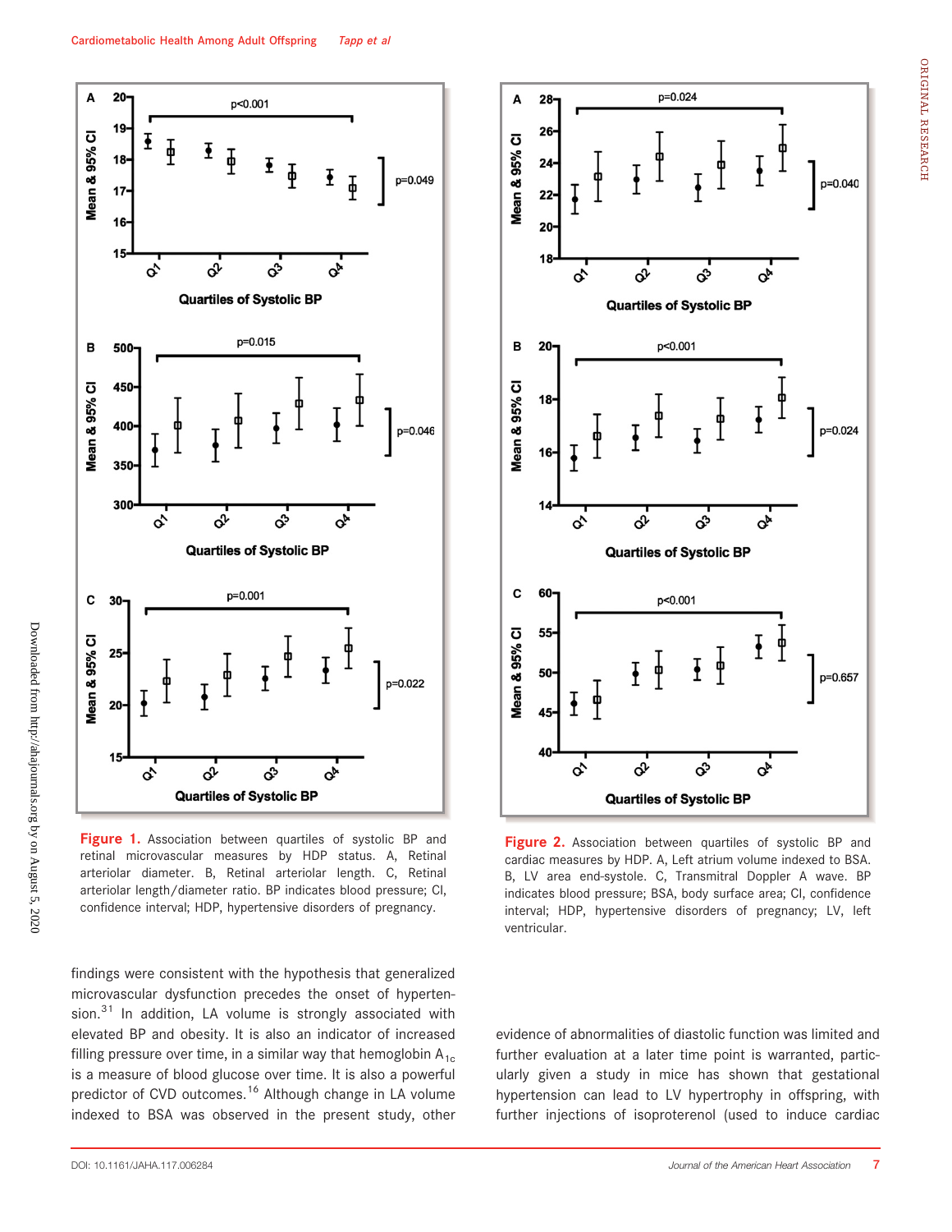Figure 1. Association between quartiles of systolic BP and retinal microvascular measures by HDP status. A, Retinal arteriolar diameter. B, Retinal arteriolar length. C, Retinal arteriolar length/diameter ratio. BP indicates blood pressure; CI, confidence interval; HDP, hypertensive disorders of pregnancy.

Figure 2. Association between quartiles of systolic BP and cardiac measures by HDP. A, Left atrium volume indexed to BSA. B, LV area end-systole. C, Transmitral Doppler A wave. BP indicates blood pressure; BSA, body surface area; CI, confidence interval; HDP, hypertensive disorders of pregnancy; LV, left ventricular.

findings were consistent with the hypothesis that generalized microvascular dysfunction precedes the onset of hypertension.[31] In addition, LA volume is strongly associated with elevated BP and obesity. It is also an indicator of increased filling pressure over time, in a similar way that hemoglobin $A_{1c}$ is a measure of blood glucose over time. It is also a powerful predictor of CVD outcomes.[16] Although change in LA volume indexed to BSA was observed in the present study, other evidence of abnormalities of diastolic function was limited and further evaluation at a later time point is warranted, particularly given a study in mice has shown that gestational hypertension can lead to LV hypertrophy in offspring, with further injections of isoproterenol (used to induce cardiac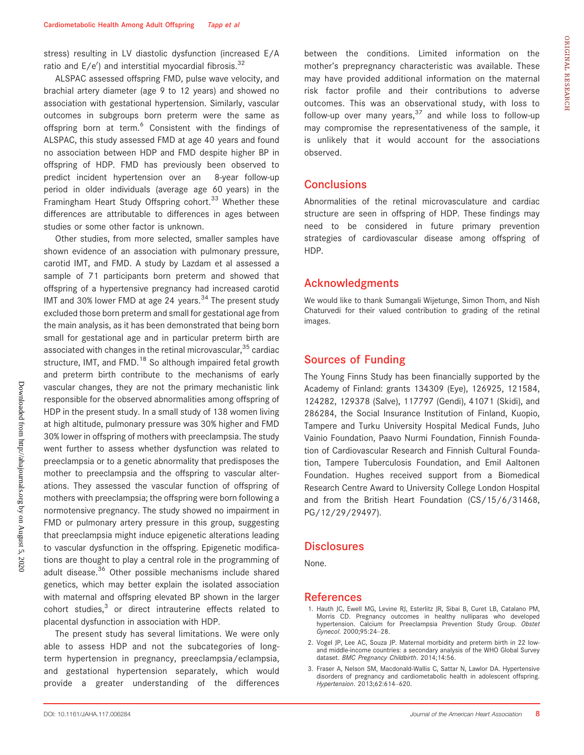stress) resulting in LV diastolic dysfunction (increased E/A ratio and E/e′) and interstitial myocardial fibrosis.[32]

ALSPAC assessed offspring FMD, pulse wave velocity, and brachial artery diameter (age 9 to 12 years) and showed no association with gestational hypertension. Similarly, vascular outcomes in subgroups born preterm were the same as offspring born at term.[6] Consistent with the findings of ALSPAC, this study assessed FMD at age 40 years and found no association between HDP and FMD despite higher BP in offspring of HDP. FMD has previously been observed to predict incident hypertension over an 8-year follow-up period in older individuals (average age 60 years) in the Framingham Heart Study Offspring cohort.[33] Whether these differences are attributable to differences in ages between studies or some other factor is unknown.

Other studies, from more selected, smaller samples have shown evidence of an association with pulmonary pressure, carotid IMT, and FMD. A study by Lazdam et al assessed a sample of 71 participants born preterm and showed that offspring of a hypertensive pregnancy had increased carotid IMT and 30% lower FMD at age 24 years.[34] The present study excluded those born preterm and small for gestational age from the main analysis, as it has been demonstrated that being born small for gestational age and in particular preterm birth are associated with changes in the retinal microvascular,[35] cardiac structure, IMT, and FMD.[18] So although impaired fetal growth and preterm birth contribute to the mechanisms of early vascular changes, they are not the primary mechanistic link responsible for the observed abnormalities among offspring of HDP in the present study. In a small study of 138 women living at high altitude, pulmonary pressure was 30% higher and FMD 30% lower in offspring of mothers with preeclampsia. The study went further to assess whether dysfunction was related to preeclampsia or to a genetic abnormality that predisposes the mother to preeclampsia and the offspring to vascular alterations. They assessed the vascular function of offspring of mothers with preeclampsia; the offspring were born following a normotensive pregnancy. The study showed no impairment in FMD or pulmonary artery pressure in this group, suggesting that preeclampsia might induce epigenetic alterations leading to vascular dysfunction in the offspring. Epigenetic modifications are thought to play a central role in the programming of adult disease.[36] Other possible mechanisms include shared genetics, which may better explain the isolated association with maternal and offspring elevated BP shown in the larger cohort studies,[3] or direct intrauterine effects related to placental dysfunction in association with HDP.

The present study has several limitations. We were only able to assess HDP and not the subcategories of long-term hypertension in pregnancy, preeclampsia/eclampsia, and gestational hypertension separately, which would provide a greater understanding of the differences between the conditions. Limited information on the mother's prepregnancy characteristic was available. These may have provided additional information on the maternal risk factor profile and their contributions to adverse outcomes. This was an observational study, with loss to follow-up over many years,[37] and while loss to follow-up may compromise the representativeness of the sample, it is unlikely that it would account for the associations observed.

## Conclusions

Abnormalities of the retinal microvasculature and cardiac structure are seen in offspring of HDP. These findings may need to be considered in future primary prevention strategies of cardiovascular disease among offspring of HDP.

## Acknowledgments

We would like to thank Sumangali Wijetunge, Simon Thom, and Nish Chaturvedi for their valued contribution to grading of the retinal images.

## Sources of Funding

The Young Finns Study has been financially supported by the Academy of Finland: grants 134309 (Eye), 126925, 121584, 124282, 129378 (Salve), 117797 (Gendi), 41071 (Skidi), and 286284, the Social Insurance Institution of Finland, Kuopio, Tampere and Turku University Hospital Medical Funds, Juho Vainio Foundation, Paavo Nurmi Foundation, Finnish Foundation of Cardiovascular Research and Finnish Cultural Foundation, Tampere Tuberculosis Foundation, and Emil Aaltonen Foundation. Hughes received support from a Biomedical Research Centre Award to University College London Hospital and from the British Heart Foundation (CS/15/6/31468, PG/12/29/29497).

## Disclosures

None.

## References

1. Hauth JC, Ewell MG, Levine RJ, Esterlitz JR, Sibai B, Curet LB, Catalano PM, Morris CD. Pregnancy outcomes in healthy nulliparas who developed hypertension. Calcium for Preeclampsia Prevention Study Group. *Obstet Gynecol*. 2000;95:24–28.
2. Vogel JP, Lee AC, Souza JP. Maternal morbidity and preterm birth in 22 low- and middle-income countries: a secondary analysis of the WHO Global Survey dataset. *BMC Pregnancy Childbirth*. 2014;14:56.
3. Fraser A, Nelson SM, Macdonald-Wallis C, Sattar N, Lawlor DA. Hypertensive disorders of pregnancy and cardiometabolic health in adolescent offspring. *Hypertension*. 2013;62:614–620.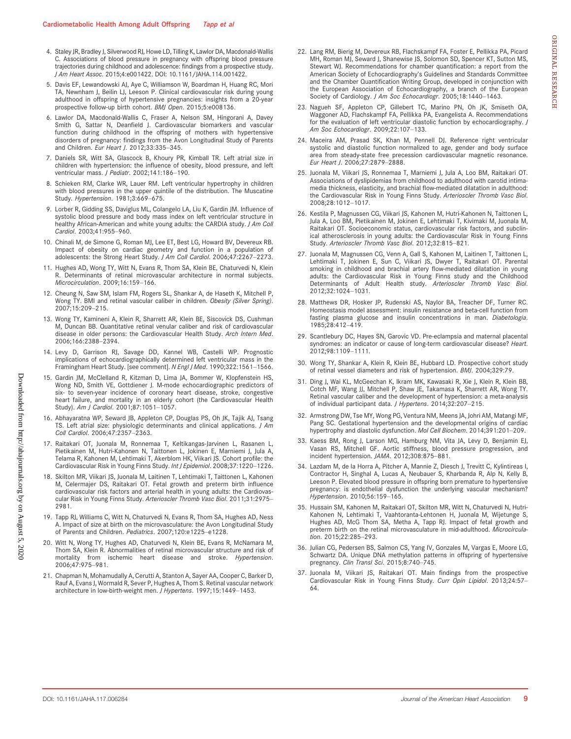4. Staley JR, Bradley J, Silverwood RJ, Howe LD, Tilling K, Lawlor DA, Macdonald-Wallis C. Associations of blood pressure in pregnancy with offspring blood pressure trajectories during childhood and adolescence: findings from a prospective study. *J Am Heart Assoc*. 2015;4:e001422. DOI: 10.1161/JAHA.114.001422.

5. Davis EF, Lewandowski AJ, Aye C, Williamson W, Boardman H, Huang RC, Mori TA, Newnham J, Beilin LJ, Leeson P. Clinical cardiovascular risk during young adulthood in offspring of hypertensive pregnancies: insights from a 20-year prospective follow-up birth cohort. *BMJ Open*. 2015;5:e008136.

6. Lawlor DA, Macdonald-Wallis C, Fraser A, Nelson SM, Hingorani A, Davey Smith G, Sattar N, Deanfield J. Cardiovascular biomarkers and vascular function during childhood in the offspring of mothers with hypertensive disorders of pregnancy: findings from the Avon Longitudinal Study of Parents and Children. *Eur Heart J*. 2012;33:335–345.

7. Daniels SR, Witt SA, Glascock B, Khoury PR, Kimball TR. Left atrial size in children with hypertension: the influence of obesity, blood pressure, and left ventricular mass. *J Pediatr*. 2002;141:186–190.

8. Schieken RM, Clarke WR, Lauer RM. Left ventricular hypertrophy in children with blood pressures in the upper quintile of the distribution. The Muscatine Study. *Hypertension*. 1981;3:669–675.

9. Lorber R, Gidding SS, Daviglus ML, Colangelo LA, Liu K, Gardin JM. Influence of systolic blood pressure and body mass index on left ventricular structure in healthy African-American and white young adults: the CARDIA study. *J Am Coll Cardiol*. 2003;41:955–960.

10. Chinali M, de Simone G, Roman MJ, Lee ET, Best LG, Howard BV, Devereux RB. Impact of obesity on cardiac geometry and function in a population of adolescents: the Strong Heart Study. *J Am Coll Cardiol*. 2006;47:2267–2273.

11. Hughes AD, Wong TY, Witt N, Evans R, Thom SA, Klein BE, Chaturvedi N, Klein R. Determinants of retinal microvascular architecture in normal subjects. *Microcirculation*. 2009;16:159–166.

12. Cheung N, Saw SM, Islam FM, Rogers SL, Shankar A, de Haseth K, Mitchell P, Wong TY. BMI and retinal vascular caliber in children. *Obesity (Silver Spring)*. 2007;15:209–215.

13. Wong TY, Kamineni A, Klein R, Sharrett AR, Klein BE, Siscovick DS, Cushman M, Duncan BB. Quantitative retinal venular caliber and risk of cardiovascular disease in older persons: the Cardiovascular Health Study. *Arch Intern Med*. 2006;166:2388–2394.

14. Levy D, Garrison RJ, Savage DD, Kannel WB, Castelli WP. Prognostic implications of echocardiographically determined left ventricular mass in the Framingham Heart Study. [see comment]. *N Engl J Med*. 1990;322:1561–1566.

15. Gardin JM, McClelland R, Kitzman D, Lima JA, Bommer W, Klopfenstein HS, Wong ND, Smith VE, Gottdiener J. M-mode echocardiographic predictors of six- to seven-year incidence of coronary heart disease, stroke, congestive heart failure, and mortality in an elderly cohort (the Cardiovascular Health Study). *Am J Cardiol*. 2001;87:1051–1057.

16. Abhayaratna WP, Seward JB, Appleton CP, Douglas PS, Oh JK, Tajik AJ, Tsang TS. Left atrial size: physiologic determinants and clinical applications. *J Am Coll Cardiol*. 2006;47:2357–2363.

17. Raitakari OT, Juonala M, Ronnemaa T, Keltikangas-Jarvinen L, Rasanen L, Pietikainen M, Hutri-Kahonen N, Taittonen L, Jokinen E, Marniemi J, Jula A, Telama R, Kahonen M, Lehtimaki T, Akerblom HK, Viikari JS. Cohort profile: the Cardiovascular Risk in Young Finns Study. *Int J Epidemiol*. 2008;37:1220–1226.

18. Skilton MR, Viikari JS, Juonala M, Laitinen T, Lehtimaki T, Taittonen L, Kahonen M, Celermajer DS, Raitakari OT. Fetal growth and preterm birth influence cardiovascular risk factors and arterial health in young adults: the Cardiovascular Risk in Young Finns Study. *Arterioscler Thromb Vasc Biol*. 2011;31:2975–2981.

19. Tapp RJ, Williams C, Witt N, Chaturvedi N, Evans R, Thom SA, Hughes AD, Ness A. Impact of size at birth on the microvasculature: the Avon Longitudinal Study of Parents and Children. *Pediatrics*. 2007;120:e1225–e1228.

20. Witt N, Wong TY, Hughes AD, Chaturvedi N, Klein BE, Evans R, McNamara M, Thom SA, Klein R. Abnormalities of retinal microvascular structure and risk of mortality from ischemic heart disease and stroke. *Hypertension*. 2006;47:975–981.

21. Chapman N, Mohamudally A, Cerutti A, Stanton A, Sayer AA, Cooper C, Barker D, Rauf A, Evans J, Wormald R, Sever P, Hughes A, Thom S. Retinal vascular network architecture in low-birth-weight men. *J Hypertens*. 1997;15:1449–1453.

22. Lang RM, Bierig M, Devereux RB, Flachskampf FA, Foster E, Pellikka PA, Picard MH, Roman MJ, Seward J, Shanewise JS, Solomon SD, Spencer KT, Sutton MS, Stewart WJ. Recommendations for chamber quantification: a report from the American Society of Echocardiography's Guidelines and Standards Committee and the Chamber Quantification Writing Group, developed in conjunction with the European Association of Echocardiography, a branch of the European Society of Cardiology. *J Am Soc Echocardiogr*. 2005;18:1440–1463.

23. Nagueh SF, Appleton CP, Gillebert TC, Marino PN, Oh JK, Smiseth OA, Waggoner AD, Flachskampf FA, Pellikka PA, Evangelista A. Recommendations for the evaluation of left ventricular diastolic function by echocardiography. *J Am Soc Echocardiogr*. 2009;22:107–133.

24. Maceira AM, Prasad SK, Khan M, Pennell DJ. Reference right ventricular systolic and diastolic function normalized to age, gender and body surface area from steady-state free precession cardiovascular magnetic resonance. *Eur Heart J*. 2006;27:2879–2888.

25. Juonala M, Viikari JS, Ronnemaa T, Marniemi J, Jula A, Loo BM, Raitakari OT. Associations of dyslipidemias from childhood to adulthood with carotid intima-media thickness, elasticity, and brachial flow-mediated dilatation in adulthood: the Cardiovascular Risk in Young Finns Study. *Arterioscler Thromb Vasc Biol*. 2008;28:1012–1017.

26. Kestila P, Magnussen CG, Viikari JS, Kahonen M, Hutri-Kahonen N, Taittonen L, Jula A, Loo BM, Pietikainen M, Jokinen E, Lehtimaki T, Kivimaki M, Juonala M, Raitakari OT. Socioeconomic status, cardiovascular risk factors, and subclinical atherosclerosis in young adults: the Cardiovascular Risk in Young Finns Study. *Arterioscler Thromb Vasc Biol*. 2012;32:815–821.

27. Juonala M, Magnussen CG, Venn A, Gall S, Kahonen M, Laitinen T, Taittonen L, Lehtimaki T, Jokinen E, Sun C, Viikari JS, Dwyer T, Raitakari OT. Parental smoking in childhood and brachial artery flow-mediated dilatation in young adults: the Cardiovascular Risk in Young Finns study and the Childhood Determinants of Adult Health study. *Arterioscler Thromb Vasc Biol*. 2012;32:1024–1031.

28. Matthews DR, Hosker JP, Rudenski AS, Naylor BA, Treacher DF, Turner RC. Homeostasis model assessment: insulin resistance and beta-cell function from fasting plasma glucose and insulin concentrations in man. *Diabetologia*. 1985;28:412–419.

29. Scantlebury DC, Hayes SN, Garovic VD. Pre-eclampsia and maternal placental syndromes: an indicator or cause of long-term cardiovascular disease? *Heart*. 2012;98:1109–1111.

30. Wong TY, Shankar A, Klein R, Klein BE, Hubbard LD. Prospective cohort study of retinal vessel diameters and risk of hypertension. *BMJ*. 2004;329:79.

31. Ding J, Wai KL, McGeechan K, Ikram MK, Kawasaki R, Xie J, Klein R, Klein BB, Cotch MF, Wang JJ, Mitchell P, Shaw JE, Takamasa K, Sharrett AR, Wong TY. Retinal vascular caliber and the development of hypertension: a meta-analysis of individual participant data. *J Hypertens*. 2014;32:207–215.

32. Armstrong DW, Tse MY, Wong PG, Ventura NM, Meens JA, Johri AM, Matangi MF, Pang SC. Gestational hypertension and the developmental origins of cardiac hypertrophy and diastolic dysfunction. *Mol Cell Biochem*. 2014;391:201–209.

33. Kaess BM, Rong J, Larson MG, Hamburg NM, Vita JA, Levy D, Benjamin EJ, Vasan RS, Mitchell GF. Aortic stiffness, blood pressure progression, and incident hypertension. *JAMA*. 2012;308:875–881.

34. Lazdam M, de la Horra A, Pitcher A, Mannie Z, Diesch J, Trevitt C, Kylintireas I, Contractor H, Singhal A, Lucas A, Neubauer S, Kharbanda R, Alp N, Kelly B, Leeson P. Elevated blood pressure in offspring born premature to hypertensive pregnancy: is endothelial dysfunction the underlying vascular mechanism? *Hypertension*. 2010;56:159–165.

35. Hussain SM, Kahonen M, Raitakari OT, Skilton MR, Witt N, Chaturvedi N, Hutri-Kahonen N, Lehtimaki T, Vaahtoranta-Lehtonen H, Juonala M, Wijetunge S, Hughes AD, McG Thom SA, Metha A, Tapp RJ. Impact of fetal growth and preterm birth on the retinal microvasculature in mid-adulthood. *Microcirculation*. 2015;22:285–293.

36. Julian CG, Pedersen BS, Salmon CS, Yang IV, Gonzales M, Vargas E, Moore LG, Schwartz DA. Unique DNA methylation patterns in offspring of hypertensive pregnancy. *Clin Transl Sci*. 2015;8:740–745.

37. Juonala M, Viikari JS, Raitakari OT. Main findings from the prospective Cardiovascular Risk in Young Finns Study. *Curr Opin Lipidol*. 2013;24:57–64.